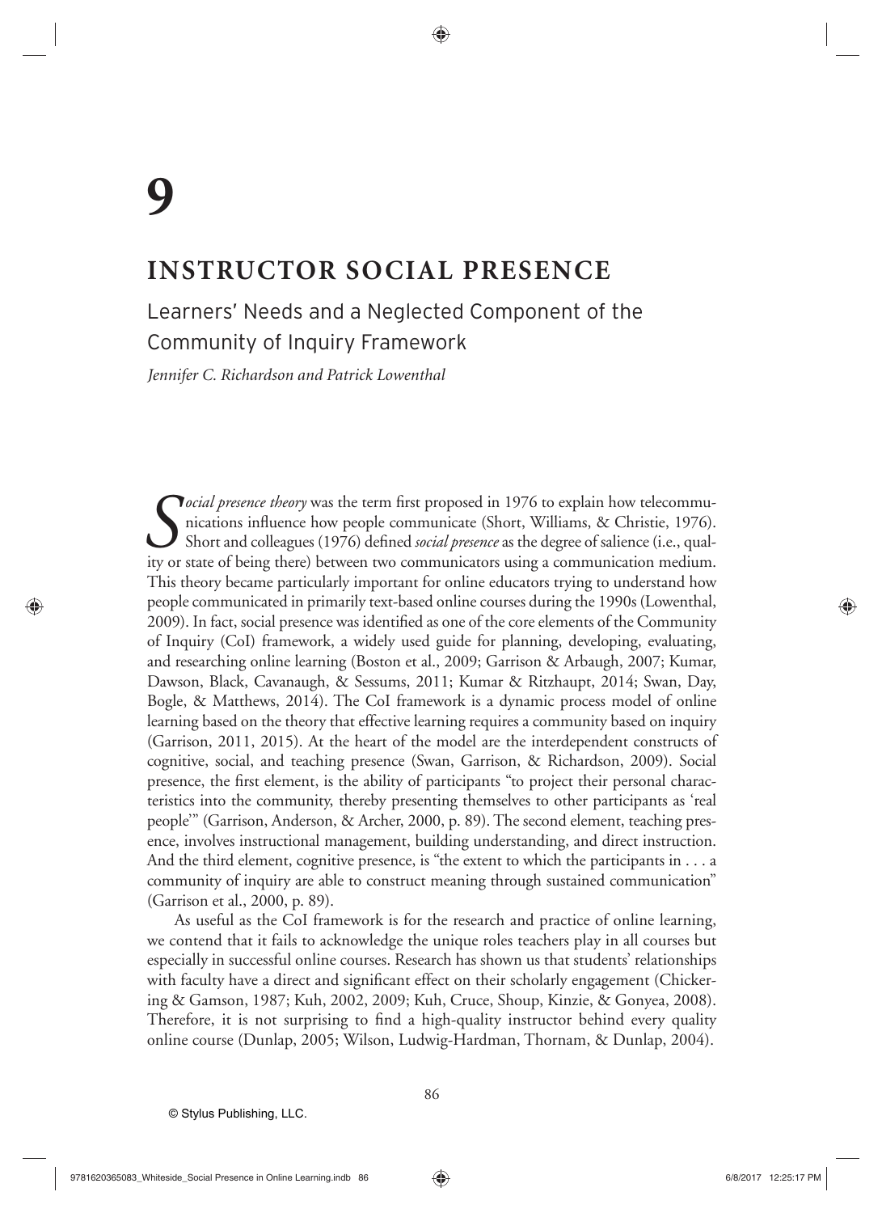# 9

# INSTRUCTOR SOCIAL PRESENCE

## Learners' Needs and a Neglected Component of the Community of Inquiry Framework

*Jennifer C. Richardson and Patrick Lowenthal*

*Social presence theory* was the term first proposed in 1976 to explain how telecommunications influence how people communicate (Short, Williams, & Christie, 1976). Short and colleagues (1976) defined *social presence* as the degree of salience (i.e., quality or state of being there) between two communicators using a communication medium. This theory became particularly important for online educators trying to understand how people communicated in primarily text-based online courses during the 1990s (Lowenthal, 2009). In fact, social presence was identified as one of the core elements of the Community of Inquiry (CoI) framework, a widely used guide for planning, developing, evaluating, and researching online learning (Boston et al., 2009; Garrison & Arbaugh, 2007; Kumar, Dawson, Black, Cavanaugh, & Sessums, 2011; Kumar & Ritzhaupt, 2014; Swan, Day, Bogle, & Matthews, 2014). The CoI framework is a dynamic process model of online learning based on the theory that effective learning requires a community based on inquiry (Garrison, 2011, 2015). At the heart of the model are the interdependent constructs of cognitive, social, and teaching presence (Swan, Garrison, & Richardson, 2009). Social presence, the first element, is the ability of participants "to project their personal characteristics into the community, thereby presenting themselves to other participants as 'real people'" (Garrison, Anderson, & Archer, 2000, p. 89). The second element, teaching presence, involves instructional management, building understanding, and direct instruction. And the third element, cognitive presence, is "the extent to which the participants in . . . a community of inquiry are able to construct meaning through sustained communication" (Garrison et al., 2000, p. 89).

As useful as the CoI framework is for the research and practice of online learning, we contend that it fails to acknowledge the unique roles teachers play in all courses but especially in successful online courses. Research has shown us that students' relationships with faculty have a direct and significant effect on their scholarly engagement (Chickering & Gamson, 1987; Kuh, 2002, 2009; Kuh, Cruce, Shoup, Kinzie, & Gonyea, 2008). Therefore, it is not surprising to find a high-quality instructor behind every quality online course (Dunlap, 2005; Wilson, Ludwig-Hardman, Thornam, & Dunlap, 2004).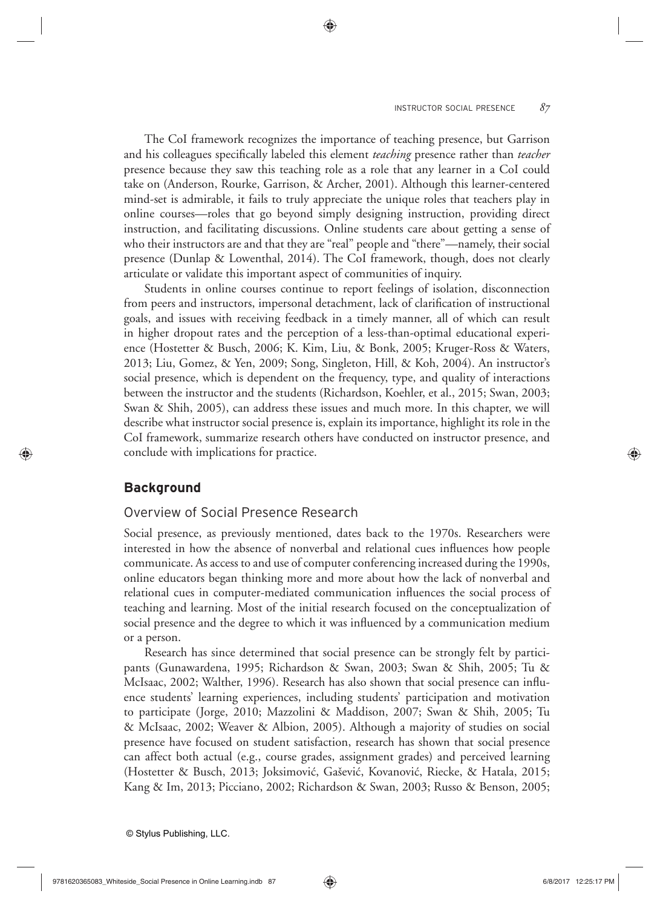The CoI framework recognizes the importance of teaching presence, but Garrison and his colleagues specifically labeled this element *teaching* presence rather than *teacher* presence because they saw this teaching role as a role that any learner in a CoI could take on (Anderson, Rourke, Garrison, & Archer, 2001). Although this learner-centered mind-set is admirable, it fails to truly appreciate the unique roles that teachers play in online courses—roles that go beyond simply designing instruction, providing direct instruction, and facilitating discussions. Online students care about getting a sense of who their instructors are and that they are "real" people and "there"—namely, their social presence (Dunlap & Lowenthal, 2014). The CoI framework, though, does not clearly articulate or validate this important aspect of communities of inquiry.

Students in online courses continue to report feelings of isolation, disconnection from peers and instructors, impersonal detachment, lack of clarification of instructional goals, and issues with receiving feedback in a timely manner, all of which can result in higher dropout rates and the perception of a less-than-optimal educational experience (Hostetter & Busch, 2006; K. Kim, Liu, & Bonk, 2005; Kruger-Ross & Waters, 2013; Liu, Gomez, & Yen, 2009; Song, Singleton, Hill, & Koh, 2004). An instructor's social presence, which is dependent on the frequency, type, and quality of interactions between the instructor and the students (Richardson, Koehler, et al., 2015; Swan, 2003; Swan & Shih, 2005), can address these issues and much more. In this chapter, we will describe what instructor social presence is, explain its importance, highlight its role in the CoI framework, summarize research others have conducted on instructor presence, and conclude with implications for practice.

## Background

### Overview of Social Presence Research

Social presence, as previously mentioned, dates back to the 1970s. Researchers were interested in how the absence of nonverbal and relational cues influences how people communicate. As access to and use of computer conferencing increased during the 1990s, online educators began thinking more and more about how the lack of nonverbal and relational cues in computer-mediated communication influences the social process of teaching and learning. Most of the initial research focused on the conceptualization of social presence and the degree to which it was influenced by a communication medium or a person.

Research has since determined that social presence can be strongly felt by participants (Gunawardena, 1995; Richardson & Swan, 2003; Swan & Shih, 2005; Tu & McIsaac, 2002; Walther, 1996). Research has also shown that social presence can influence students' learning experiences, including students' participation and motivation to participate (Jorge, 2010; Mazzolini & Maddison, 2007; Swan & Shih, 2005; Tu & McIsaac, 2002; Weaver & Albion, 2005). Although a majority of studies on social presence have focused on student satisfaction, research has shown that social presence can affect both actual (e.g., course grades, assignment grades) and perceived learning (Hostetter & Busch, 2013; Joksimović, Gašević, Kovanović, Riecke, & Hatala, 2015; Kang & Im, 2013; Picciano, 2002; Richardson & Swan, 2003; Russo & Benson, 2005;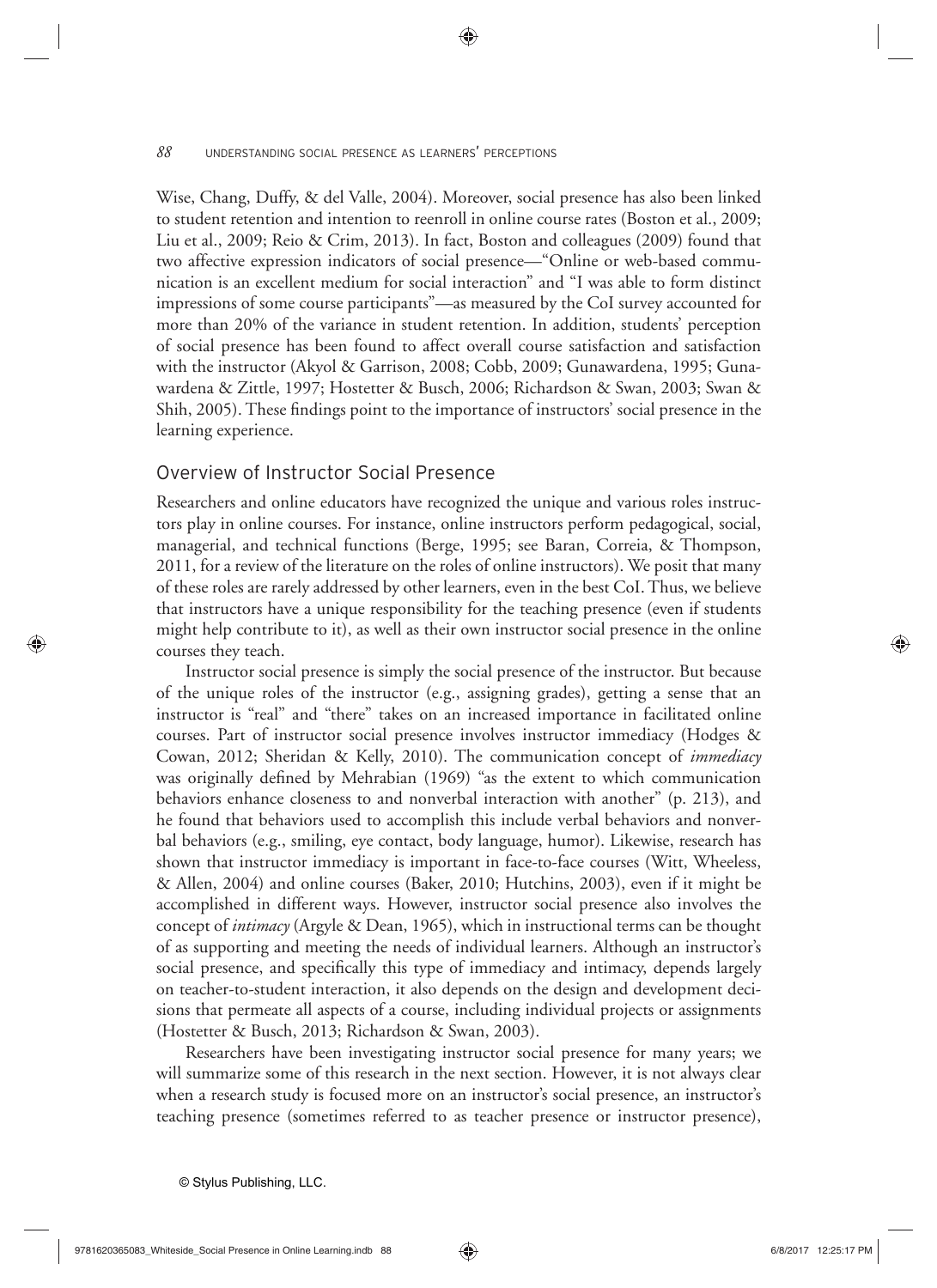Wise, Chang, Duffy, & del Valle, 2004). Moreover, social presence has also been linked to student retention and intention to reenroll in online course rates (Boston et al., 2009; Liu et al., 2009; Reio & Crim, 2013). In fact, Boston and colleagues (2009) found that two affective expression indicators of social presence—"Online or web-based communication is an excellent medium for social interaction" and "I was able to form distinct impressions of some course participants"—as measured by the CoI survey accounted for more than 20% of the variance in student retention. In addition, students' perception of social presence has been found to affect overall course satisfaction and satisfaction with the instructor (Akyol & Garrison, 2008; Cobb, 2009; Gunawardena, 1995; Gunawardena & Zittle, 1997; Hostetter & Busch, 2006; Richardson & Swan, 2003; Swan & Shih, 2005). These findings point to the importance of instructors' social presence in the learning experience.

## Overview of Instructor Social Presence

Researchers and online educators have recognized the unique and various roles instructors play in online courses. For instance, online instructors perform pedagogical, social, managerial, and technical functions (Berge, 1995; see Baran, Correia, & Thompson, 2011, for a review of the literature on the roles of online instructors). We posit that many of these roles are rarely addressed by other learners, even in the best CoI. Thus, we believe that instructors have a unique responsibility for the teaching presence (even if students might help contribute to it), as well as their own instructor social presence in the online courses they teach.

Instructor social presence is simply the social presence of the instructor. But because of the unique roles of the instructor (e.g., assigning grades), getting a sense that an instructor is "real" and "there" takes on an increased importance in facilitated online courses. Part of instructor social presence involves instructor immediacy (Hodges & Cowan, 2012; Sheridan & Kelly, 2010). The communication concept of *immediacy* was originally defined by Mehrabian (1969) "as the extent to which communication behaviors enhance closeness to and nonverbal interaction with another" (p. 213), and he found that behaviors used to accomplish this include verbal behaviors and nonverbal behaviors (e.g., smiling, eye contact, body language, humor). Likewise, research has shown that instructor immediacy is important in face-to-face courses (Witt, Wheeless, & Allen, 2004) and online courses (Baker, 2010; Hutchins, 2003), even if it might be accomplished in different ways. However, instructor social presence also involves the concept of *intimacy* (Argyle & Dean, 1965), which in instructional terms can be thought of as supporting and meeting the needs of individual learners. Although an instructor's social presence, and specifically this type of immediacy and intimacy, depends largely on teacher-to-student interaction, it also depends on the design and development decisions that permeate all aspects of a course, including individual projects or assignments (Hostetter & Busch, 2013; Richardson & Swan, 2003).

Researchers have been investigating instructor social presence for many years; we will summarize some of this research in the next section. However, it is not always clear when a research study is focused more on an instructor's social presence, an instructor's teaching presence (sometimes referred to as teacher presence or instructor presence),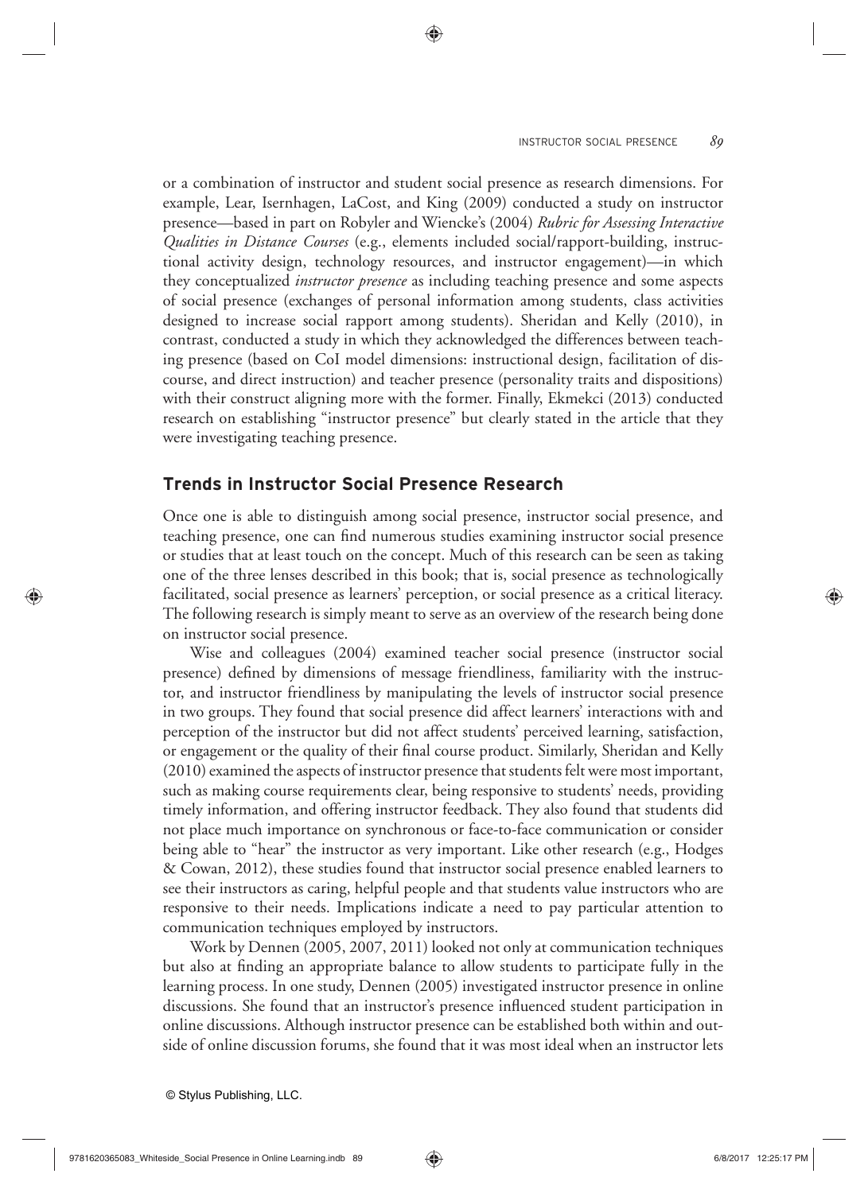or a combination of instructor and student social presence as research dimensions. For example, Lear, Isernhagen, LaCost, and King (2009) conducted a study on instructor presence—based in part on Robyler and Wiencke's (2004) *Rubric for Assessing Interactive Qualities in Distance Courses* (e.g., elements included social/rapport-building, instructional activity design, technology resources, and instructor engagement)—in which they conceptualized *instructor presence* as including teaching presence and some aspects of social presence (exchanges of personal information among students, class activities designed to increase social rapport among students). Sheridan and Kelly (2010), in contrast, conducted a study in which they acknowledged the differences between teaching presence (based on CoI model dimensions: instructional design, facilitation of discourse, and direct instruction) and teacher presence (personality traits and dispositions) with their construct aligning more with the former. Finally, Ekmekci (2013) conducted research on establishing "instructor presence" but clearly stated in the article that they were investigating teaching presence.

## Trends in Instructor Social Presence Research

Once one is able to distinguish among social presence, instructor social presence, and teaching presence, one can find numerous studies examining instructor social presence or studies that at least touch on the concept. Much of this research can be seen as taking one of the three lenses described in this book; that is, social presence as technologically facilitated, social presence as learners' perception, or social presence as a critical literacy. The following research is simply meant to serve as an overview of the research being done on instructor social presence.

Wise and colleagues (2004) examined teacher social presence (instructor social presence) defined by dimensions of message friendliness, familiarity with the instructor, and instructor friendliness by manipulating the levels of instructor social presence in two groups. They found that social presence did affect learners' interactions with and perception of the instructor but did not affect students' perceived learning, satisfaction, or engagement or the quality of their final course product. Similarly, Sheridan and Kelly (2010) examined the aspects of instructor presence that students felt were most important, such as making course requirements clear, being responsive to students' needs, providing timely information, and offering instructor feedback. They also found that students did not place much importance on synchronous or face-to-face communication or consider being able to "hear" the instructor as very important. Like other research (e.g., Hodges & Cowan, 2012), these studies found that instructor social presence enabled learners to see their instructors as caring, helpful people and that students value instructors who are responsive to their needs. Implications indicate a need to pay particular attention to communication techniques employed by instructors.

Work by Dennen (2005, 2007, 2011) looked not only at communication techniques but also at finding an appropriate balance to allow students to participate fully in the learning process. In one study, Dennen (2005) investigated instructor presence in online discussions. She found that an instructor's presence influenced student participation in online discussions. Although instructor presence can be established both within and outside of online discussion forums, she found that it was most ideal when an instructor lets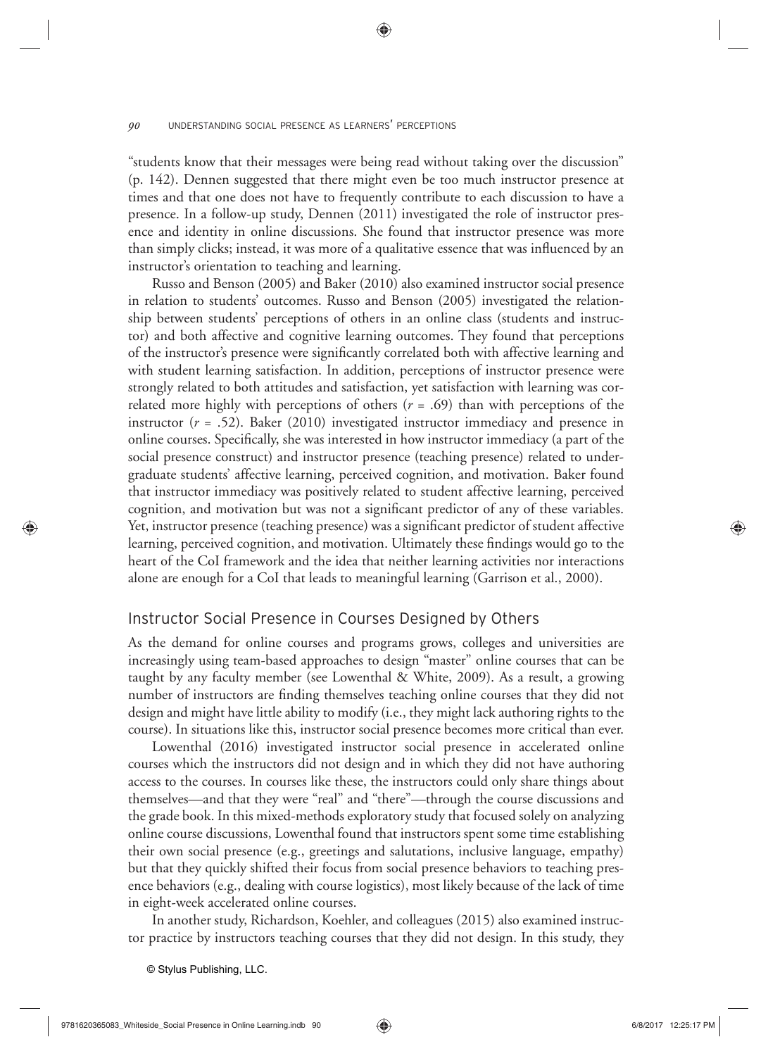"students know that their messages were being read without taking over the discussion" (p. 142). Dennen suggested that there might even be too much instructor presence at times and that one does not have to frequently contribute to each discussion to have a presence. In a follow-up study, Dennen (2011) investigated the role of instructor presence and identity in online discussions. She found that instructor presence was more than simply clicks; instead, it was more of a qualitative essence that was influenced by an instructor's orientation to teaching and learning.

Russo and Benson (2005) and Baker (2010) also examined instructor social presence in relation to students' outcomes. Russo and Benson (2005) investigated the relationship between students' perceptions of others in an online class (students and instructor) and both affective and cognitive learning outcomes. They found that perceptions of the instructor's presence were significantly correlated both with affective learning and with student learning satisfaction. In addition, perceptions of instructor presence were strongly related to both attitudes and satisfaction, yet satisfaction with learning was correlated more highly with perceptions of others ($r = .69$) than with perceptions of the instructor ($r = .52$). Baker (2010) investigated instructor immediacy and presence in online courses. Specifically, she was interested in how instructor immediacy (a part of the social presence construct) and instructor presence (teaching presence) related to undergraduate students' affective learning, perceived cognition, and motivation. Baker found that instructor immediacy was positively related to student affective learning, perceived cognition, and motivation but was not a significant predictor of any of these variables. Yet, instructor presence (teaching presence) was a significant predictor of student affective learning, perceived cognition, and motivation. Ultimately these findings would go to the heart of the CoI framework and the idea that neither learning activities nor interactions alone are enough for a CoI that leads to meaningful learning (Garrison et al., 2000).

## Instructor Social Presence in Courses Designed by Others

As the demand for online courses and programs grows, colleges and universities are increasingly using team-based approaches to design "master" online courses that can be taught by any faculty member (see Lowenthal & White, 2009). As a result, a growing number of instructors are finding themselves teaching online courses that they did not design and might have little ability to modify (i.e., they might lack authoring rights to the course). In situations like this, instructor social presence becomes more critical than ever.

Lowenthal (2016) investigated instructor social presence in accelerated online courses which the instructors did not design and in which they did not have authoring access to the courses. In courses like these, the instructors could only share things about themselves—and that they were "real" and "there"—through the course discussions and the grade book. In this mixed-methods exploratory study that focused solely on analyzing online course discussions, Lowenthal found that instructors spent some time establishing their own social presence (e.g., greetings and salutations, inclusive language, empathy) but that they quickly shifted their focus from social presence behaviors to teaching presence behaviors (e.g., dealing with course logistics), most likely because of the lack of time in eight-week accelerated online courses.

In another study, Richardson, Koehler, and colleagues (2015) also examined instructor practice by instructors teaching courses that they did not design. In this study, they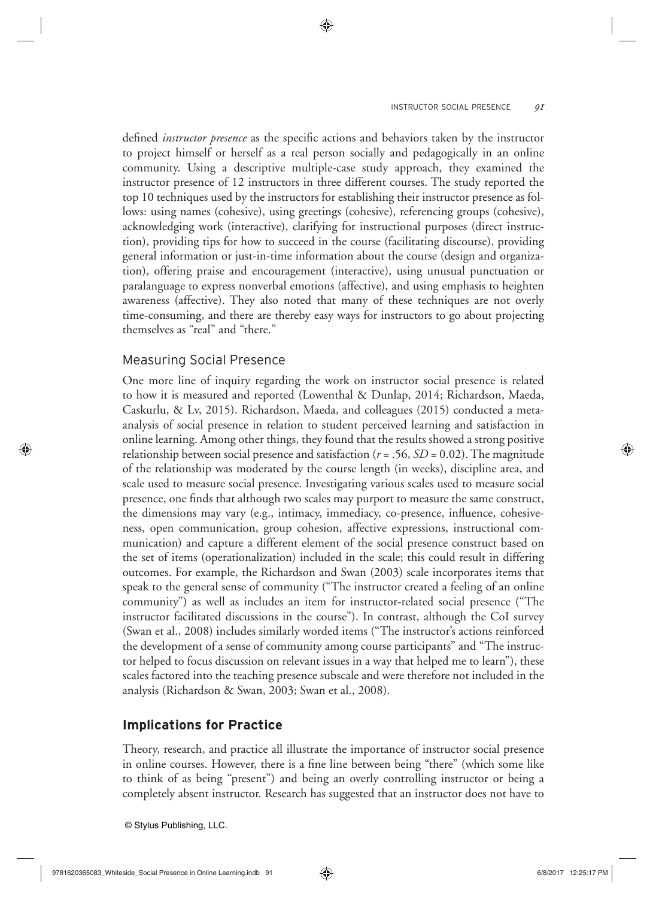defined *instructor presence* as the specific actions and behaviors taken by the instructor to project himself or herself as a real person socially and pedagogically in an online community. Using a descriptive multiple-case study approach, they examined the instructor presence of 12 instructors in three different courses. The study reported the top 10 techniques used by the instructors for establishing their instructor presence as follows: using names (cohesive), using greetings (cohesive), referencing groups (cohesive), acknowledging work (interactive), clarifying for instructional purposes (direct instruction), providing tips for how to succeed in the course (facilitating discourse), providing general information or just-in-time information about the course (design and organization), offering praise and encouragement (interactive), using unusual punctuation or paralanguage to express nonverbal emotions (affective), and using emphasis to heighten awareness (affective). They also noted that many of these techniques are not overly time-consuming, and there are thereby easy ways for instructors to go about projecting themselves as "real" and "there."

### Measuring Social Presence

One more line of inquiry regarding the work on instructor social presence is related to how it is measured and reported (Lowenthal & Dunlap, 2014; Richardson, Maeda, Caskurlu, & Lv, 2015). Richardson, Maeda, and colleagues (2015) conducted a meta-analysis of social presence in relation to student perceived learning and satisfaction in online learning. Among other things, they found that the results showed a strong positive relationship between social presence and satisfaction ($r = .56$, $SD = 0.02$). The magnitude of the relationship was moderated by the course length (in weeks), discipline area, and scale used to measure social presence. Investigating various scales used to measure social presence, one finds that although two scales may purport to measure the same construct, the dimensions may vary (e.g., intimacy, immediacy, co-presence, influence, cohesiveness, open communication, group cohesion, affective expressions, instructional communication) and capture a different element of the social presence construct based on the set of items (operationalization) included in the scale; this could result in differing outcomes. For example, the Richardson and Swan (2003) scale incorporates items that speak to the general sense of community ("The instructor created a feeling of an online community") as well as includes an item for instructor-related social presence ("The instructor facilitated discussions in the course"). In contrast, although the CoI survey (Swan et al., 2008) includes similarly worded items ("The instructor's actions reinforced the development of a sense of community among course participants" and "The instructor helped to focus discussion on relevant issues in a way that helped me to learn"), these scales factored into the teaching presence subscale and were therefore not included in the analysis (Richardson & Swan, 2003; Swan et al., 2008).

## Implications for Practice

Theory, research, and practice all illustrate the importance of instructor social presence in online courses. However, there is a fine line between being "there" (which some like to think of as being "present") and being an overly controlling instructor or being a completely absent instructor. Research has suggested that an instructor does not have to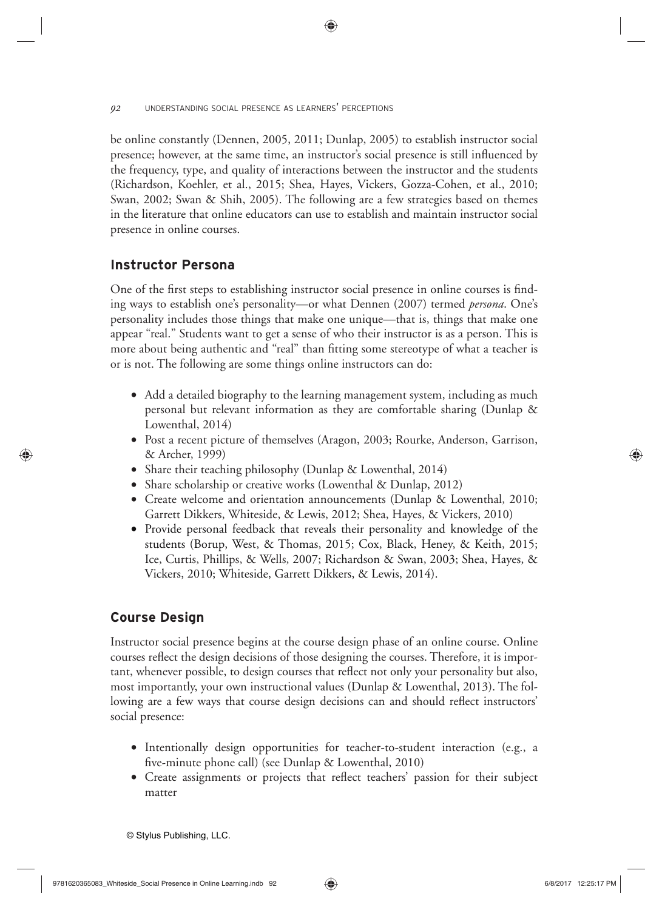be online constantly (Dennen, 2005, 2011; Dunlap, 2005) to establish instructor social presence; however, at the same time, an instructor's social presence is still influenced by the frequency, type, and quality of interactions between the instructor and the students (Richardson, Koehler, et al., 2015; Shea, Hayes, Vickers, Gozza-Cohen, et al., 2010; Swan, 2002; Swan & Shih, 2005). The following are a few strategies based on themes in the literature that online educators can use to establish and maintain instructor social presence in online courses.

## Instructor Persona

One of the first steps to establishing instructor social presence in online courses is finding ways to establish one's personality—or what Dennen (2007) termed *persona*. One's personality includes those things that make one unique—that is, things that make one appear "real." Students want to get a sense of who their instructor is as a person. This is more about being authentic and "real" than fitting some stereotype of what a teacher is or is not. The following are some things online instructors can do:

- Add a detailed biography to the learning management system, including as much personal but relevant information as they are comfortable sharing (Dunlap & Lowenthal, 2014)
- Post a recent picture of themselves (Aragon, 2003; Rourke, Anderson, Garrison, & Archer, 1999)
- Share their teaching philosophy (Dunlap & Lowenthal, 2014)
- Share scholarship or creative works (Lowenthal & Dunlap, 2012)
- Create welcome and orientation announcements (Dunlap & Lowenthal, 2010; Garrett Dikkers, Whiteside, & Lewis, 2012; Shea, Hayes, & Vickers, 2010)
- Provide personal feedback that reveals their personality and knowledge of the students (Borup, West, & Thomas, 2015; Cox, Black, Heney, & Keith, 2015; Ice, Curtis, Phillips, & Wells, 2007; Richardson & Swan, 2003; Shea, Hayes, & Vickers, 2010; Whiteside, Garrett Dikkers, & Lewis, 2014).

## Course Design

Instructor social presence begins at the course design phase of an online course. Online courses reflect the design decisions of those designing the courses. Therefore, it is important, whenever possible, to design courses that reflect not only your personality but also, most importantly, your own instructional values (Dunlap & Lowenthal, 2013). The following are a few ways that course design decisions can and should reflect instructors' social presence:

- Intentionally design opportunities for teacher-to-student interaction (e.g., a five-minute phone call) (see Dunlap & Lowenthal, 2010)
- Create assignments or projects that reflect teachers' passion for their subject matter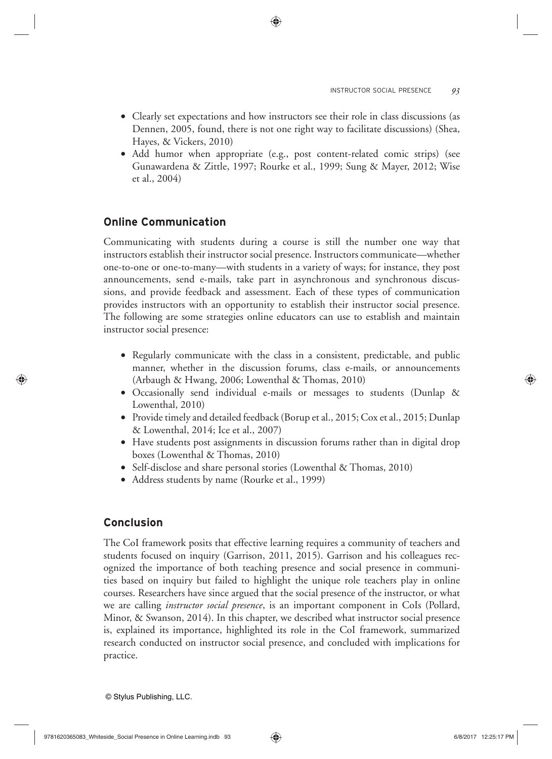- Clearly set expectations and how instructors see their role in class discussions (as Dennen, 2005, found, there is not one right way to facilitate discussions) (Shea, Hayes, & Vickers, 2010)
- Add humor when appropriate (e.g., post content-related comic strips) (see Gunawardena & Zittle, 1997; Rourke et al., 1999; Sung & Mayer, 2012; Wise et al., 2004)

## Online Communication

Communicating with students during a course is still the number one way that instructors establish their instructor social presence. Instructors communicate—whether one-to-one or one-to-many—with students in a variety of ways; for instance, they post announcements, send e-mails, take part in asynchronous and synchronous discussions, and provide feedback and assessment. Each of these types of communication provides instructors with an opportunity to establish their instructor social presence. The following are some strategies online educators can use to establish and maintain instructor social presence:

- Regularly communicate with the class in a consistent, predictable, and public manner, whether in the discussion forums, class e-mails, or announcements (Arbaugh & Hwang, 2006; Lowenthal & Thomas, 2010)
- Occasionally send individual e-mails or messages to students (Dunlap & Lowenthal, 2010)
- Provide timely and detailed feedback (Borup et al., 2015; Cox et al., 2015; Dunlap & Lowenthal, 2014; Ice et al., 2007)
- Have students post assignments in discussion forums rather than in digital drop boxes (Lowenthal & Thomas, 2010)
- Self-disclose and share personal stories (Lowenthal & Thomas, 2010)
- Address students by name (Rourke et al., 1999)

## Conclusion

The CoI framework posits that effective learning requires a community of teachers and students focused on inquiry (Garrison, 2011, 2015). Garrison and his colleagues recognized the importance of both teaching presence and social presence in communities based on inquiry but failed to highlight the unique role teachers play in online courses. Researchers have since argued that the social presence of the instructor, or what we are calling *instructor social presence*, is an important component in CoIs (Pollard, Minor, & Swanson, 2014). In this chapter, we described what instructor social presence is, explained its importance, highlighted its role in the CoI framework, summarized research conducted on instructor social presence, and concluded with implications for practice.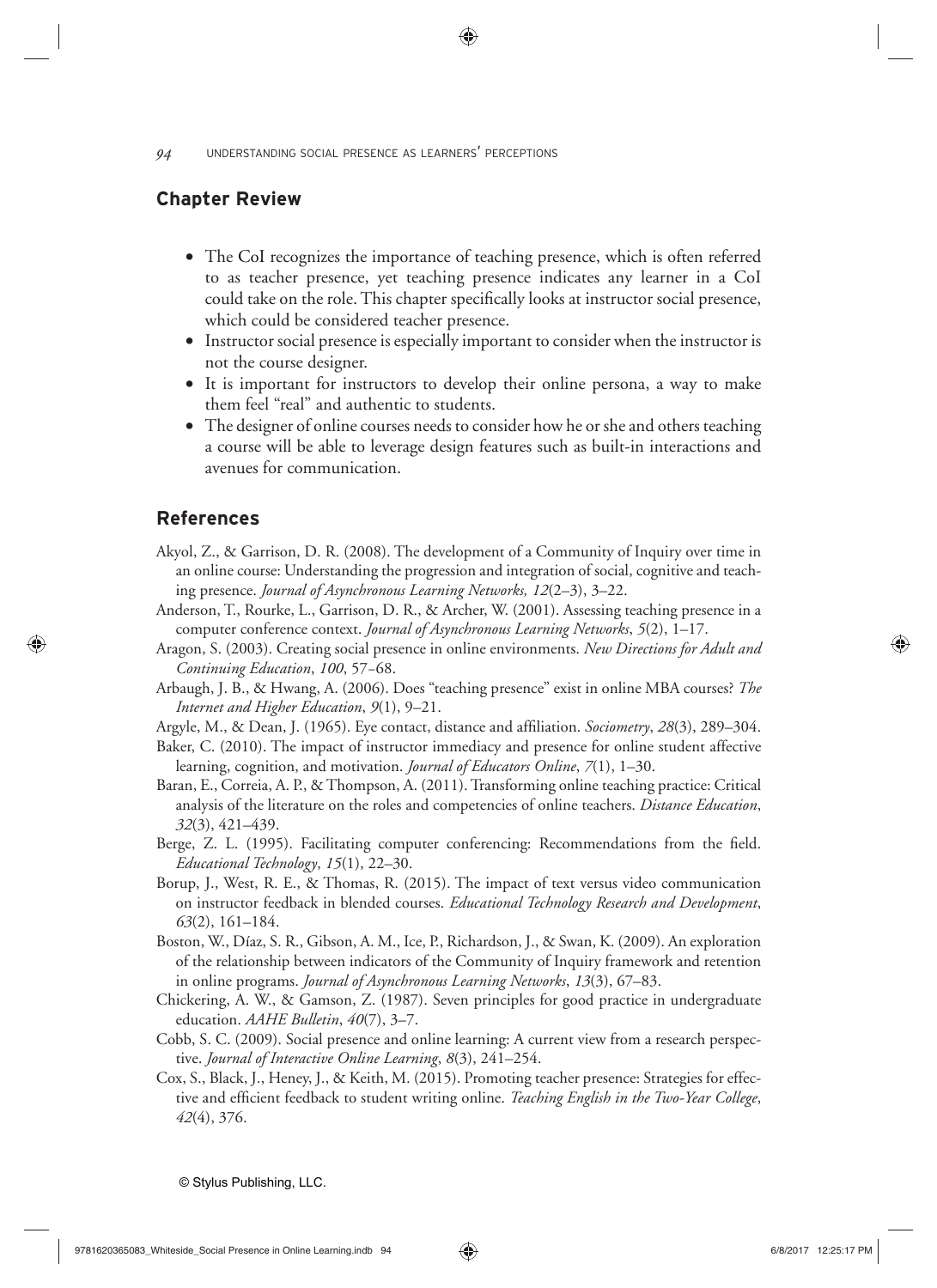## Chapter Review

- The CoI recognizes the importance of teaching presence, which is often referred to as teacher presence, yet teaching presence indicates any learner in a CoI could take on the role. This chapter specifically looks at instructor social presence, which could be considered teacher presence.
- Instructor social presence is especially important to consider when the instructor is not the course designer.
- It is important for instructors to develop their online persona, a way to make them feel "real" and authentic to students.
- The designer of online courses needs to consider how he or she and others teaching a course will be able to leverage design features such as built-in interactions and avenues for communication.

## References

Akyol, Z., & Garrison, D. R. (2008). The development of a Community of Inquiry over time in an online course: Understanding the progression and integration of social, cognitive and teaching presence. *Journal of Asynchronous Learning Networks, 12*(2–3), 3–22.

Anderson, T., Rourke, L., Garrison, D. R., & Archer, W. (2001). Assessing teaching presence in a computer conference context. *Journal of Asynchronous Learning Networks*, *5*(2), 1–17.

Aragon, S. (2003). Creating social presence in online environments. *New Directions for Adult and Continuing Education*, *100*, 57–68.

Arbaugh, J. B., & Hwang, A. (2006). Does "teaching presence" exist in online MBA courses? *The Internet and Higher Education*, *9*(1), 9–21.

Argyle, M., & Dean, J. (1965). Eye contact, distance and affiliation. *Sociometry*, *28*(3), 289–304.

Baker, C. (2010). The impact of instructor immediacy and presence for online student affective learning, cognition, and motivation. *Journal of Educators Online*, *7*(1), 1–30.

Baran, E., Correia, A. P., & Thompson, A. (2011). Transforming online teaching practice: Critical analysis of the literature on the roles and competencies of online teachers. *Distance Education*, *32*(3), 421–439.

Berge, Z. L. (1995). Facilitating computer conferencing: Recommendations from the field. *Educational Technology*, *15*(1), 22–30.

Borup, J., West, R. E., & Thomas, R. (2015). The impact of text versus video communication on instructor feedback in blended courses. *Educational Technology Research and Development*, *63*(2), 161–184.

Boston, W., Díaz, S. R., Gibson, A. M., Ice, P., Richardson, J., & Swan, K. (2009). An exploration of the relationship between indicators of the Community of Inquiry framework and retention in online programs. *Journal of Asynchronous Learning Networks*, *13*(3), 67–83.

Chickering, A. W., & Gamson, Z. (1987). Seven principles for good practice in undergraduate education. *AAHE Bulletin*, *40*(7), 3–7.

Cobb, S. C. (2009). Social presence and online learning: A current view from a research perspective. *Journal of Interactive Online Learning*, *8*(3), 241–254.

Cox, S., Black, J., Heney, J., & Keith, M. (2015). Promoting teacher presence: Strategies for effective and efficient feedback to student writing online. *Teaching English in the Two-Year College*, *42*(4), 376.

© Stylus Publishing, LLC.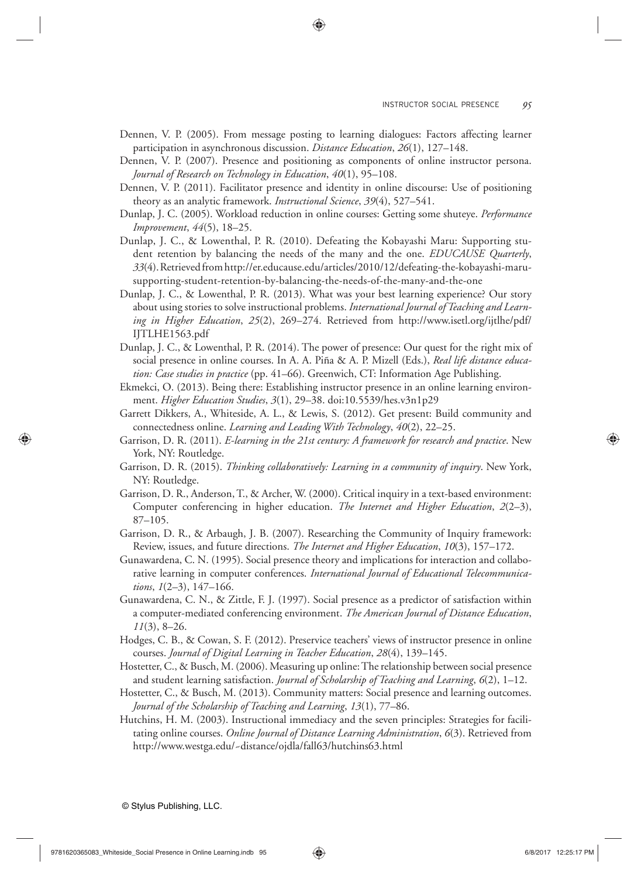Dennen, V. P. (2005). From message posting to learning dialogues: Factors affecting learner participation in asynchronous discussion. *Distance Education*, *26*(1), 127–148.

Dennen, V. P. (2007). Presence and positioning as components of online instructor persona. *Journal of Research on Technology in Education*, *40*(1), 95–108.

Dennen, V. P. (2011). Facilitator presence and identity in online discourse: Use of positioning theory as an analytic framework. *Instructional Science*, *39*(4), 527–541.

Dunlap, J. C. (2005). Workload reduction in online courses: Getting some shuteye. *Performance Improvement*, *44*(5), 18–25.

Dunlap, J. C., & Lowenthal, P. R. (2010). Defeating the Kobayashi Maru: Supporting student retention by balancing the needs of the many and the one. *EDUCAUSE Quarterly*, *33*(4). Retrieved from http://er.educause.edu/articles/2010/12/defeating-the-kobayashi-maru-supporting-student-retention-by-balancing-the-needs-of-the-many-and-the-one

Dunlap, J. C., & Lowenthal, P. R. (2013). What was your best learning experience? Our story about using stories to solve instructional problems. *International Journal of Teaching and Learning in Higher Education*, *25*(2), 269–274. Retrieved from http://www.isetl.org/ijtlhe/pdf/IJTLHE1563.pdf

Dunlap, J. C., & Lowenthal, P. R. (2014). The power of presence: Our quest for the right mix of social presence in online courses. In A. A. Piña & A. P. Mizell (Eds.), *Real life distance education: Case studies in practice* (pp. 41–66). Greenwich, CT: Information Age Publishing.

Ekmekci, O. (2013). Being there: Establishing instructor presence in an online learning environment. *Higher Education Studies*, *3*(1), 29–38. doi:10.5539/hes.v3n1p29

Garrett Dikkers, A., Whiteside, A. L., & Lewis, S. (2012). Get present: Build community and connectedness online. *Learning and Leading With Technology*, *40*(2), 22–25.

Garrison, D. R. (2011). *E-learning in the 21st century: A framework for research and practice*. New York, NY: Routledge.

Garrison, D. R. (2015). *Thinking collaboratively: Learning in a community of inquiry*. New York, NY: Routledge.

Garrison, D. R., Anderson, T., & Archer, W. (2000). Critical inquiry in a text-based environment: Computer conferencing in higher education. *The Internet and Higher Education*, *2*(2–3), 87–105.

Garrison, D. R., & Arbaugh, J. B. (2007). Researching the Community of Inquiry framework: Review, issues, and future directions. *The Internet and Higher Education*, *10*(3), 157–172.

Gunawardena, C. N. (1995). Social presence theory and implications for interaction and collaborative learning in computer conferences. *International Journal of Educational Telecommunications*, *1*(2–3), 147–166.

Gunawardena, C. N., & Zittle, F. J. (1997). Social presence as a predictor of satisfaction within a computer-mediated conferencing environment. *The American Journal of Distance Education*, *11*(3), 8–26.

Hodges, C. B., & Cowan, S. F. (2012). Preservice teachers' views of instructor presence in online courses. *Journal of Digital Learning in Teacher Education*, *28*(4), 139–145.

Hostetter, C., & Busch, M. (2006). Measuring up online: The relationship between social presence and student learning satisfaction. *Journal of Scholarship of Teaching and Learning*, *6*(2), 1–12.

Hostetter, C., & Busch, M. (2013). Community matters: Social presence and learning outcomes. *Journal of the Scholarship of Teaching and Learning*, *13*(1), 77–86.

Hutchins, H. M. (2003). Instructional immediacy and the seven principles: Strategies for facilitating online courses. *Online Journal of Distance Learning Administration*, *6*(3). Retrieved from http://www.westga.edu/~distance/ojdla/fall63/hutchins63.html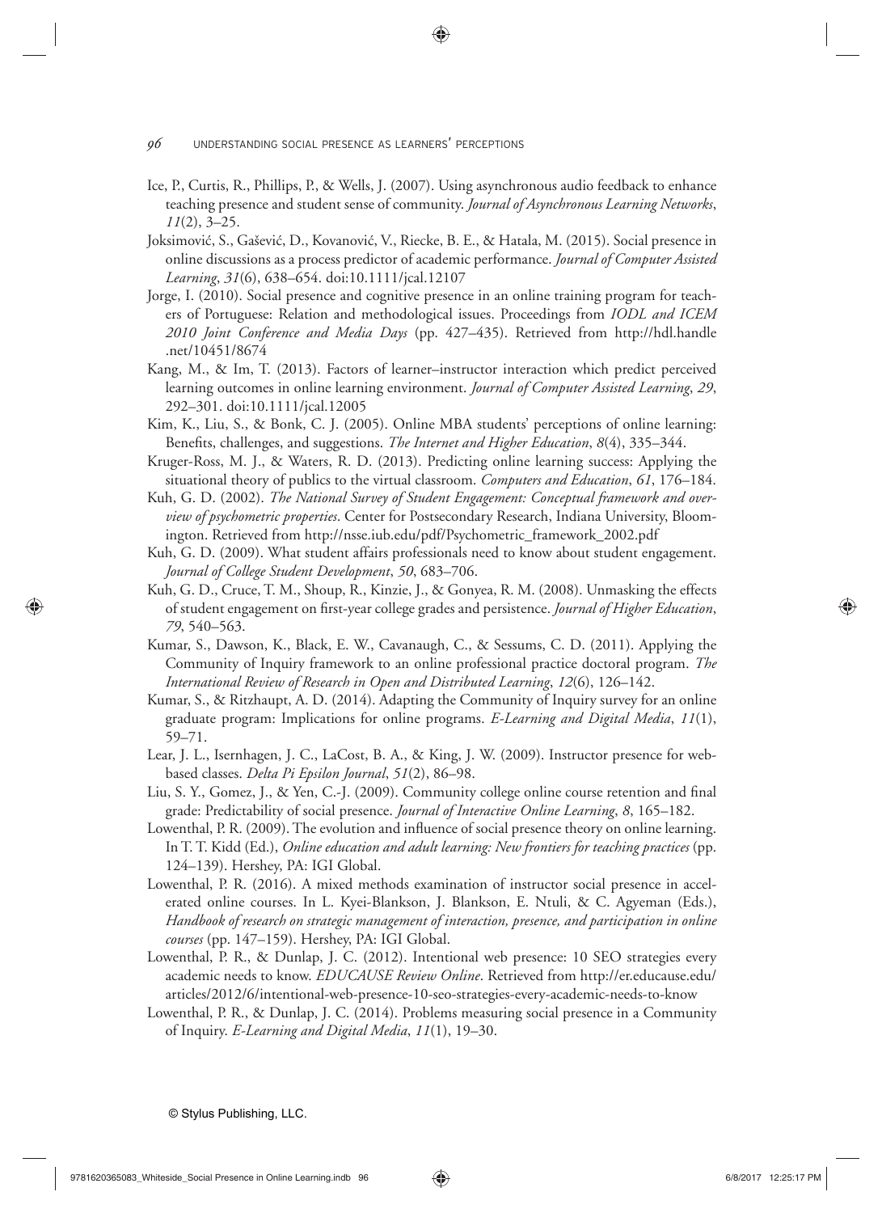Ice, P., Curtis, R., Phillips, P., & Wells, J. (2007). Using asynchronous audio feedback to enhance teaching presence and student sense of community. *Journal of Asynchronous Learning Networks*, *11*(2), 3–25.

Joksimović, S., Gašević, D., Kovanović, V., Riecke, B. E., & Hatala, M. (2015). Social presence in online discussions as a process predictor of academic performance. *Journal of Computer Assisted Learning*, *31*(6), 638–654. doi:10.1111/jcal.12107

Jorge, I. (2010). Social presence and cognitive presence in an online training program for teachers of Portuguese: Relation and methodological issues. Proceedings from *IODL and ICEM 2010 Joint Conference and Media Days* (pp. 427–435). Retrieved from http://hdl.handle.net/10451/8674

Kang, M., & Im, T. (2013). Factors of learner–instructor interaction which predict perceived learning outcomes in online learning environment. *Journal of Computer Assisted Learning*, *29*, 292–301. doi:10.1111/jcal.12005

Kim, K., Liu, S., & Bonk, C. J. (2005). Online MBA students' perceptions of online learning: Benefits, challenges, and suggestions. *The Internet and Higher Education*, *8*(4), 335–344.

Kruger-Ross, M. J., & Waters, R. D. (2013). Predicting online learning success: Applying the situational theory of publics to the virtual classroom. *Computers and Education*, *61*, 176–184.

Kuh, G. D. (2002). *The National Survey of Student Engagement: Conceptual framework and overview of psychometric properties*. Center for Postsecondary Research, Indiana University, Bloomington. Retrieved from http://nsse.iub.edu/pdf/Psychometric_framework_2002.pdf

Kuh, G. D. (2009). What student affairs professionals need to know about student engagement. *Journal of College Student Development*, *50*, 683–706.

Kuh, G. D., Cruce, T. M., Shoup, R., Kinzie, J., & Gonyea, R. M. (2008). Unmasking the effects of student engagement on first-year college grades and persistence. *Journal of Higher Education*, *79*, 540–563.

Kumar, S., Dawson, K., Black, E. W., Cavanaugh, C., & Sessums, C. D. (2011). Applying the Community of Inquiry framework to an online professional practice doctoral program. *The International Review of Research in Open and Distributed Learning*, *12*(6), 126–142.

Kumar, S., & Ritzhaupt, A. D. (2014). Adapting the Community of Inquiry survey for an online graduate program: Implications for online programs. *E-Learning and Digital Media*, *11*(1), 59–71.

Lear, J. L., Isernhagen, J. C., LaCost, B. A., & King, J. W. (2009). Instructor presence for web-based classes. *Delta Pi Epsilon Journal*, *51*(2), 86–98.

Liu, S. Y., Gomez, J., & Yen, C.-J. (2009). Community college online course retention and final grade: Predictability of social presence. *Journal of Interactive Online Learning*, *8*, 165–182.

Lowenthal, P. R. (2009). The evolution and influence of social presence theory on online learning. In T. T. Kidd (Ed.), *Online education and adult learning: New frontiers for teaching practices* (pp. 124–139). Hershey, PA: IGI Global.

Lowenthal, P. R. (2016). A mixed methods examination of instructor social presence in accelerated online courses. In L. Kyei-Blankson, J. Blankson, E. Ntuli, & C. Agyeman (Eds.), *Handbook of research on strategic management of interaction, presence, and participation in online courses* (pp. 147–159). Hershey, PA: IGI Global.

Lowenthal, P. R., & Dunlap, J. C. (2012). Intentional web presence: 10 SEO strategies every academic needs to know. *EDUCAUSE Review Online*. Retrieved from http://er.educause.edu/articles/2012/6/intentional-web-presence-10-seo-strategies-every-academic-needs-to-know

Lowenthal, P. R., & Dunlap, J. C. (2014). Problems measuring social presence in a Community of Inquiry. *E-Learning and Digital Media*, *11*(1), 19–30.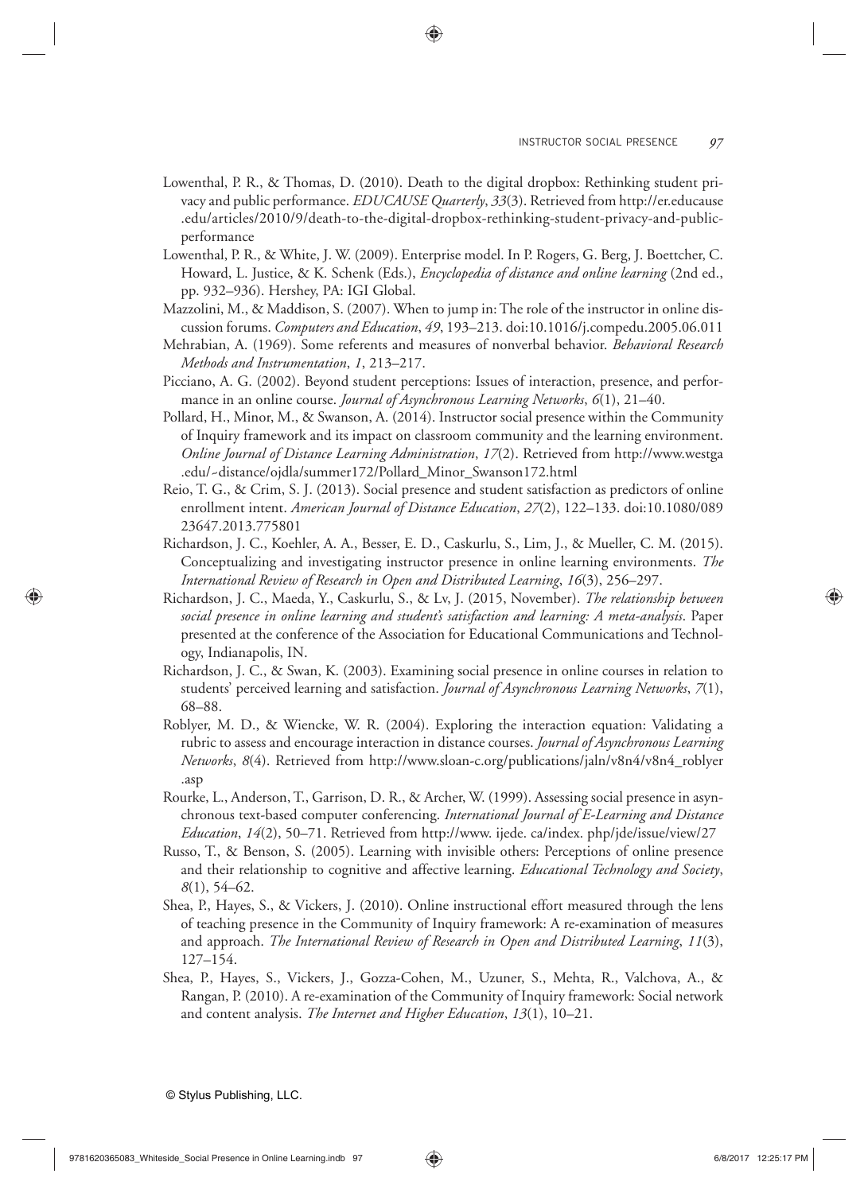Lowenthal, P. R., & Thomas, D. (2010). Death to the digital dropbox: Rethinking student privacy and public performance. *EDUCAUSE Quarterly*, *33*(3). Retrieved from http://er.educause.edu/articles/2010/9/death-to-the-digital-dropbox-rethinking-student-privacy-and-public-performance

Lowenthal, P. R., & White, J. W. (2009). Enterprise model. In P. Rogers, G. Berg, J. Boettcher, C. Howard, L. Justice, & K. Schenk (Eds.), *Encyclopedia of distance and online learning* (2nd ed., pp. 932–936). Hershey, PA: IGI Global.

Mazzolini, M., & Maddison, S. (2007). When to jump in: The role of the instructor in online discussion forums. *Computers and Education*, *49*, 193–213. doi:10.1016/j.compedu.2005.06.011

Mehrabian, A. (1969). Some referents and measures of nonverbal behavior. *Behavioral Research Methods and Instrumentation*, *1*, 213–217.

Picciano, A. G. (2002). Beyond student perceptions: Issues of interaction, presence, and performance in an online course. *Journal of Asynchronous Learning Networks*, *6*(1), 21–40.

Pollard, H., Minor, M., & Swanson, A. (2014). Instructor social presence within the Community of Inquiry framework and its impact on classroom community and the learning environment. *Online Journal of Distance Learning Administration*, *17*(2). Retrieved from http://www.westga.edu/~distance/ojdla/summer172/Pollard_Minor_Swanson172.html

Reio, T. G., & Crim, S. J. (2013). Social presence and student satisfaction as predictors of online enrollment intent. *American Journal of Distance Education*, *27*(2), 122–133. doi:10.1080/08923647.2013.775801

Richardson, J. C., Koehler, A. A., Besser, E. D., Caskurlu, S., Lim, J., & Mueller, C. M. (2015). Conceptualizing and investigating instructor presence in online learning environments. *The International Review of Research in Open and Distributed Learning*, *16*(3), 256–297.

Richardson, J. C., Maeda, Y., Caskurlu, S., & Lv, J. (2015, November). *The relationship between social presence in online learning and student's satisfaction and learning: A meta-analysis*. Paper presented at the conference of the Association for Educational Communications and Technology, Indianapolis, IN.

Richardson, J. C., & Swan, K. (2003). Examining social presence in online courses in relation to students' perceived learning and satisfaction. *Journal of Asynchronous Learning Networks*, *7*(1), 68–88.

Roblyer, M. D., & Wiencke, W. R. (2004). Exploring the interaction equation: Validating a rubric to assess and encourage interaction in distance courses. *Journal of Asynchronous Learning Networks*, *8*(4). Retrieved from http://www.sloan-c.org/publications/jaln/v8n4/v8n4_roblyer.asp

Rourke, L., Anderson, T., Garrison, D. R., & Archer, W. (1999). Assessing social presence in asynchronous text-based computer conferencing. *International Journal of E-Learning and Distance Education*, *14*(2), 50–71. Retrieved from http://www. ijede. ca/index. php/jde/issue/view/27

Russo, T., & Benson, S. (2005). Learning with invisible others: Perceptions of online presence and their relationship to cognitive and affective learning. *Educational Technology and Society*, *8*(1), 54–62.

Shea, P., Hayes, S., & Vickers, J. (2010). Online instructional effort measured through the lens of teaching presence in the Community of Inquiry framework: A re-examination of measures and approach. *The International Review of Research in Open and Distributed Learning*, *11*(3), 127–154.

Shea, P., Hayes, S., Vickers, J., Gozza-Cohen, M., Uzuner, S., Mehta, R., Valchova, A., & Rangan, P. (2010). A re-examination of the Community of Inquiry framework: Social network and content analysis. *The Internet and Higher Education*, *13*(1), 10–21.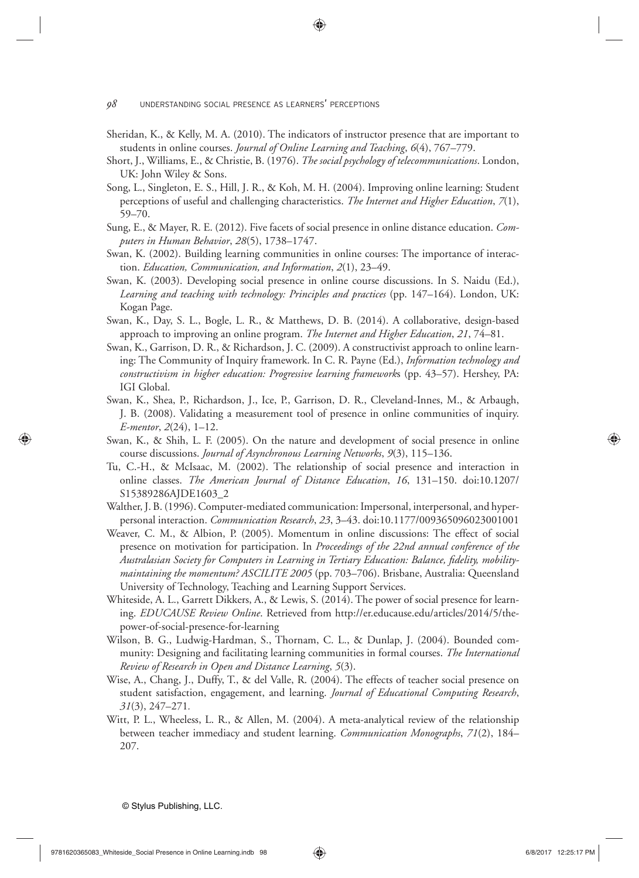Sheridan, K., & Kelly, M. A. (2010). The indicators of instructor presence that are important to students in online courses. *Journal of Online Learning and Teaching*, *6*(4), 767–779.

Short, J., Williams, E., & Christie, B. (1976). *The social psychology of telecommunications*. London, UK: John Wiley & Sons.

Song, L., Singleton, E. S., Hill, J. R., & Koh, M. H. (2004). Improving online learning: Student perceptions of useful and challenging characteristics. *The Internet and Higher Education*, *7*(1), 59–70.

Sung, E., & Mayer, R. E. (2012). Five facets of social presence in online distance education. *Computers in Human Behavior*, *28*(5), 1738–1747.

Swan, K. (2002). Building learning communities in online courses: The importance of interaction. *Education, Communication, and Information*, *2*(1), 23–49.

Swan, K. (2003). Developing social presence in online course discussions. In S. Naidu (Ed.), *Learning and teaching with technology: Principles and practices* (pp. 147–164). London, UK: Kogan Page.

Swan, K., Day, S. L., Bogle, L. R., & Matthews, D. B. (2014). A collaborative, design-based approach to improving an online program. *The Internet and Higher Education*, *21*, 74–81.

Swan, K., Garrison, D. R., & Richardson, J. C. (2009). A constructivist approach to online learning: The Community of Inquiry framework. In C. R. Payne (Ed.), *Information technology and constructivism in higher education: Progressive learning frameworks* (pp. 43–57). Hershey, PA: IGI Global.

Swan, K., Shea, P., Richardson, J., Ice, P., Garrison, D. R., Cleveland-Innes, M., & Arbaugh, J. B. (2008). Validating a measurement tool of presence in online communities of inquiry. *E-mentor*, *2*(24), 1–12.

Swan, K., & Shih, L. F. (2005). On the nature and development of social presence in online course discussions. *Journal of Asynchronous Learning Networks*, *9*(3), 115–136.

Tu, C.-H., & McIsaac, M. (2002). The relationship of social presence and interaction in online classes. *The American Journal of Distance Education*, *16*, 131–150. doi:10.1207/S15389286AJDE1603_2

Walther, J. B. (1996). Computer-mediated communication: Impersonal, interpersonal, and hyperpersonal interaction. *Communication Research*, *23*, 3–43. doi:10.1177/009365096023001001

Weaver, C. M., & Albion, P. (2005). Momentum in online discussions: The effect of social presence on motivation for participation. In *Proceedings of the 22nd annual conference of the Australasian Society for Computers in Learning in Tertiary Education: Balance, fidelity, mobility-maintaining the momentum? ASCILITE 2005* (pp. 703–706). Brisbane, Australia: Queensland University of Technology, Teaching and Learning Support Services.

Whiteside, A. L., Garrett Dikkers, A., & Lewis, S. (2014). The power of social presence for learning. *EDUCAUSE Review Online*. Retrieved from http://er.educause.edu/articles/2014/5/the-power-of-social-presence-for-learning

Wilson, B. G., Ludwig-Hardman, S., Thornam, C. L., & Dunlap, J. (2004). Bounded community: Designing and facilitating learning communities in formal courses. *The International Review of Research in Open and Distance Learning*, *5*(3).

Wise, A., Chang, J., Duffy, T., & del Valle, R. (2004). The effects of teacher social presence on student satisfaction, engagement, and learning. *Journal of Educational Computing Research*, *31*(3), 247–271.

Witt, P. L., Wheeless, L. R., & Allen, M. (2004). A meta-analytical review of the relationship between teacher immediacy and student learning. *Communication Monographs*, *71*(2), 184–207.